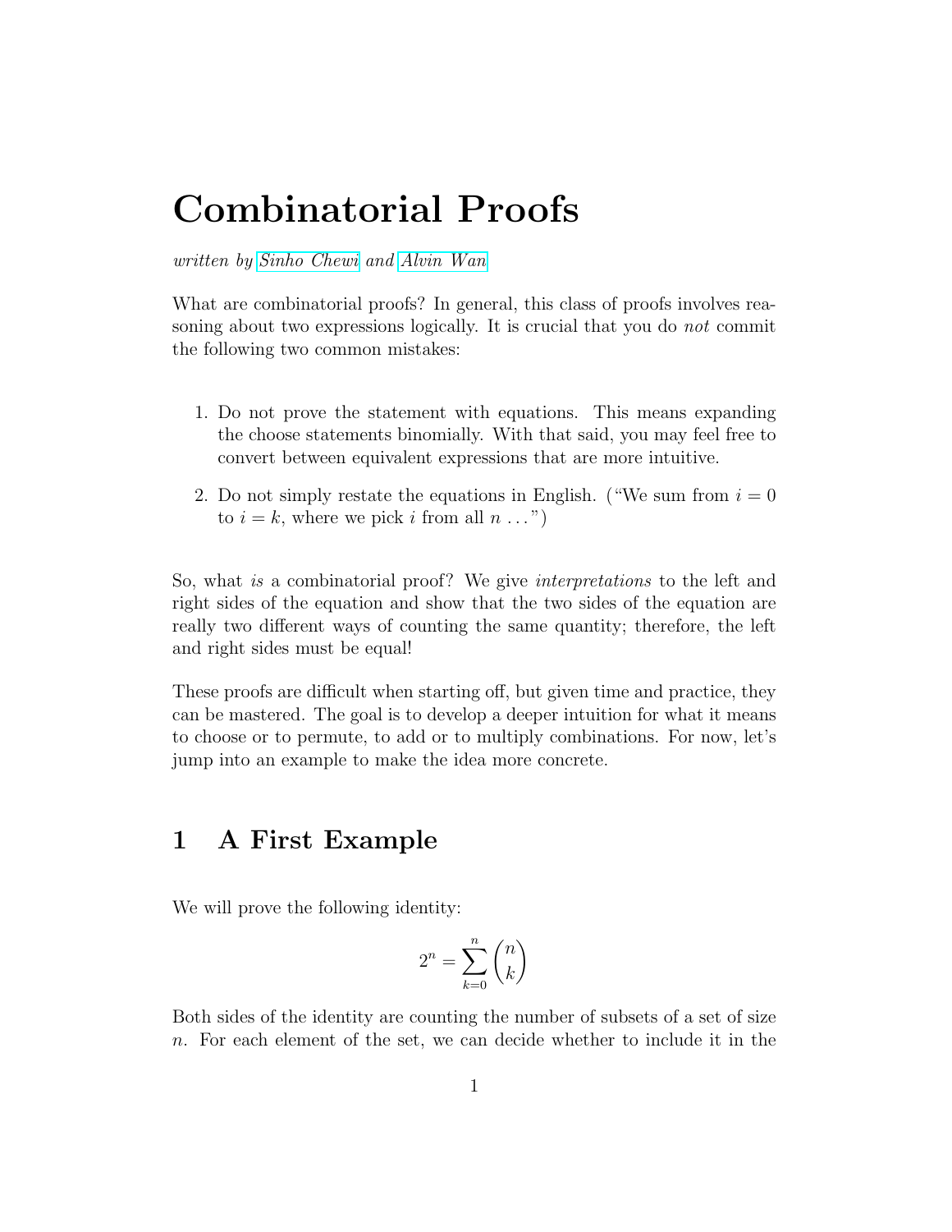# Combinatorial Proofs

*written by Sinho Chewi and Alvin Wan*

What are combinatorial proofs? In general, this class of proofs involves reasoning about two expressions logically. It is crucial that you do *not* commit the following two common mistakes:

1. Do not prove the statement with equations. This means expanding the choose statements binomially. With that said, you may feel free to convert between equivalent expressions that are more intuitive.
2. Do not simply restate the equations in English. ("We sum from $i = 0$ to $i = k$, where we pick $i$ from all $n$ ...")

So, what *is* a combinatorial proof? We give *interpretations* to the left and right sides of the equation and show that the two sides of the equation are really two different ways of counting the same quantity; therefore, the left and right sides must be equal!

These proofs are difficult when starting off, but given time and practice, they can be mastered. The goal is to develop a deeper intuition for what it means to choose or to permute, to add or to multiply combinations. For now, let's jump into an example to make the idea more concrete.

## 1 A First Example

We will prove the following identity:

$$2^n = \sum_{k=0}^{n} \binom{n}{k}$$

Both sides of the identity are counting the number of subsets of a set of size $n$. For each element of the set, we can decide whether to include it in the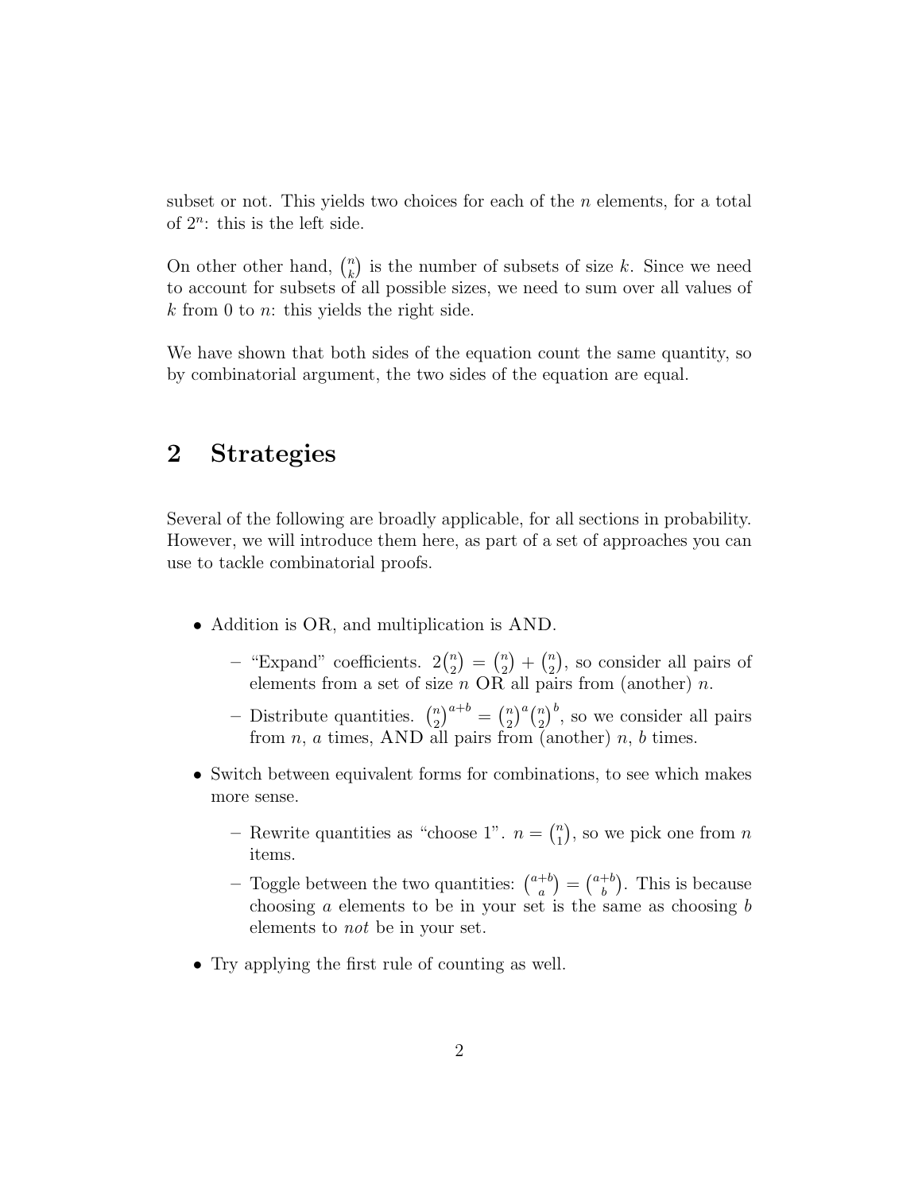subset or not. This yields two choices for each of the $n$ elements, for a total of $2^n$: this is the left side.

On other other hand, $\binom{n}{k}$ is the number of subsets of size $k$. Since we need to account for subsets of all possible sizes, we need to sum over all values of $k$ from 0 to $n$: this yields the right side.

We have shown that both sides of the equation count the same quantity, so by combinatorial argument, the two sides of the equation are equal.

## 2 Strategies

Several of the following are broadly applicable, for all sections in probability. However, we will introduce them here, as part of a set of approaches you can use to tackle combinatorial proofs.

- Addition is OR, and multiplication is AND.
  - "Expand" coefficients. $2\binom{n}{2} = \binom{n}{2} + \binom{n}{2}$, so consider all pairs of elements from a set of size $n$ OR all pairs from (another) $n$.
  - Distribute quantities. $\binom{n}{2}^{a+b} = \binom{n}{2}^a \binom{n}{2}^b$, so we consider all pairs from $n$, $a$ times, AND all pairs from (another) $n$, $b$ times.
- Switch between equivalent forms for combinations, to see which makes more sense.
  - Rewrite quantities as "choose 1". $n = \binom{n}{1}$, so we pick one from $n$ items.
  - Toggle between the two quantities: $\binom{a+b}{a} = \binom{a+b}{b}$. This is because choosing $a$ elements to be in your set is the same as choosing $b$ elements to *not* be in your set.
- Try applying the first rule of counting as well.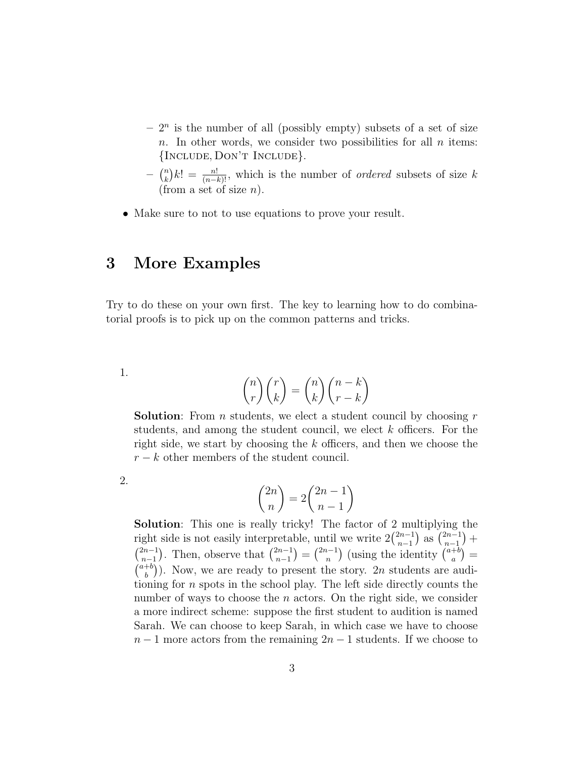- $2^n$ is the number of all (possibly empty) subsets of a set of size $n$. In other words, we consider two possibilities for all $n$ items: {Include, Don't Include}.
  - $\binom{n}{k}k! = \frac{n!}{(n-k)!}$, which is the number of *ordered* subsets of size $k$ (from a set of size $n$).

- Make sure to not to use equations to prove your result.

# 3 More Examples

Try to do these on your own first. The key to learning how to do combinatorial proofs is to pick up on the common patterns and tricks.

1.
$$\binom{n}{r}\binom{r}{k} = \binom{n}{k}\binom{n-k}{r-k}$$

**Solution**: From $n$ students, we elect a student council by choosing $r$ students, and among the student council, we elect $k$ officers. For the right side, we start by choosing the $k$ officers, and then we choose the $r - k$ other members of the student council.

2.
$$\binom{2n}{n} = 2\binom{2n-1}{n-1}$$

**Solution**: This one is really tricky! The factor of 2 multiplying the right side is not easily interpretable, until we write $2\binom{2n-1}{n-1}$ as $\binom{2n-1}{n-1} + \binom{2n-1}{n-1}$. Then, observe that $\binom{2n-1}{n-1} = \binom{2n-1}{n}$ (using the identity $\binom{a+b}{a} = \binom{a+b}{b}$). Now, we are ready to present the story. $2n$ students are auditioning for $n$ spots in the school play. The left side directly counts the number of ways to choose the $n$ actors. On the right side, we consider a more indirect scheme: suppose the first student to audition is named Sarah. We can choose to keep Sarah, in which case we have to choose $n - 1$ more actors from the remaining $2n - 1$ students. If we choose to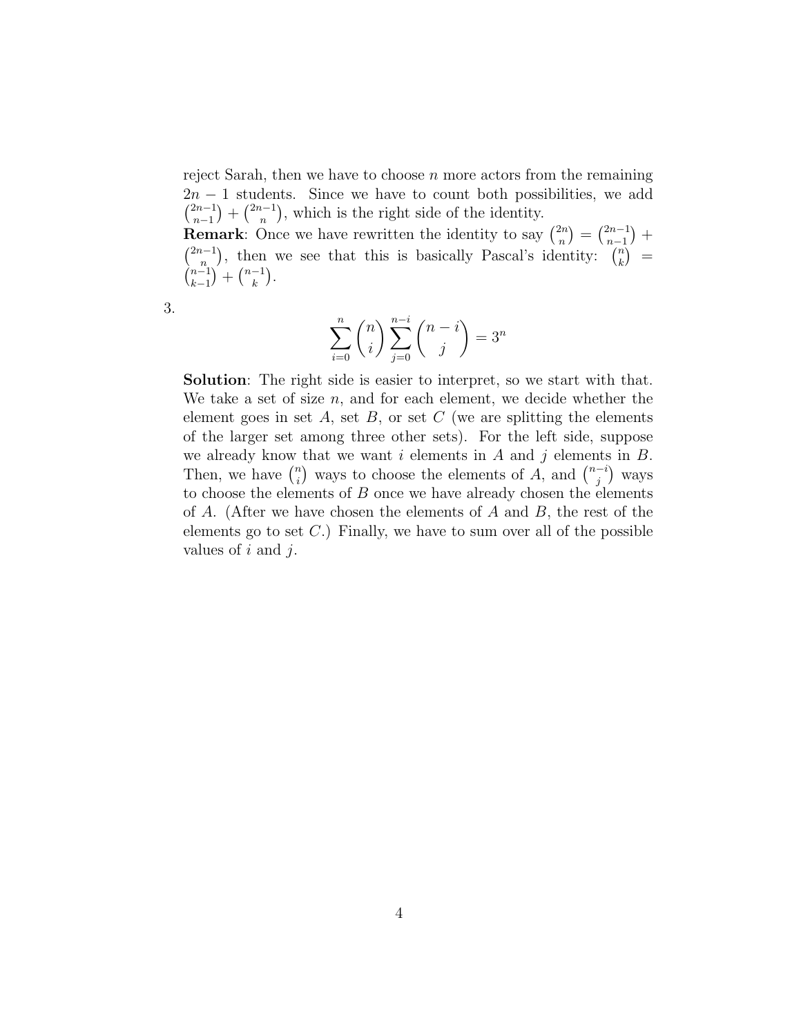reject Sarah, then we have to choose $n$ more actors from the remaining $2n-1$ students. Since we have to count both possibilities, we add $\binom{2n-1}{n-1} + \binom{2n-1}{n}$, which is the right side of the identity.
**Remark**: Once we have rewritten the identity to say $\binom{2n}{n} = \binom{2n-1}{n-1} + \binom{2n-1}{n}$, then we see that this is basically Pascal's identity: $\binom{n}{k} = \binom{n-1}{k-1} + \binom{n-1}{k}$.

3.
$$\sum_{i=0}^{n} \binom{n}{i} \sum_{j=0}^{n-i} \binom{n-i}{j} = 3^n$$

**Solution**: The right side is easier to interpret, so we start with that. We take a set of size $n$, and for each element, we decide whether the element goes in set $A$, set $B$, or set $C$ (we are splitting the elements of the larger set among three other sets). For the left side, suppose we already know that we want $i$ elements in $A$ and $j$ elements in $B$. Then, we have $\binom{n}{i}$ ways to choose the elements of $A$, and $\binom{n-i}{j}$ ways to choose the elements of $B$ once we have already chosen the elements of $A$. (After we have chosen the elements of $A$ and $B$, the rest of the elements go to set $C$.) Finally, we have to sum over all of the possible values of $i$ and $j$.